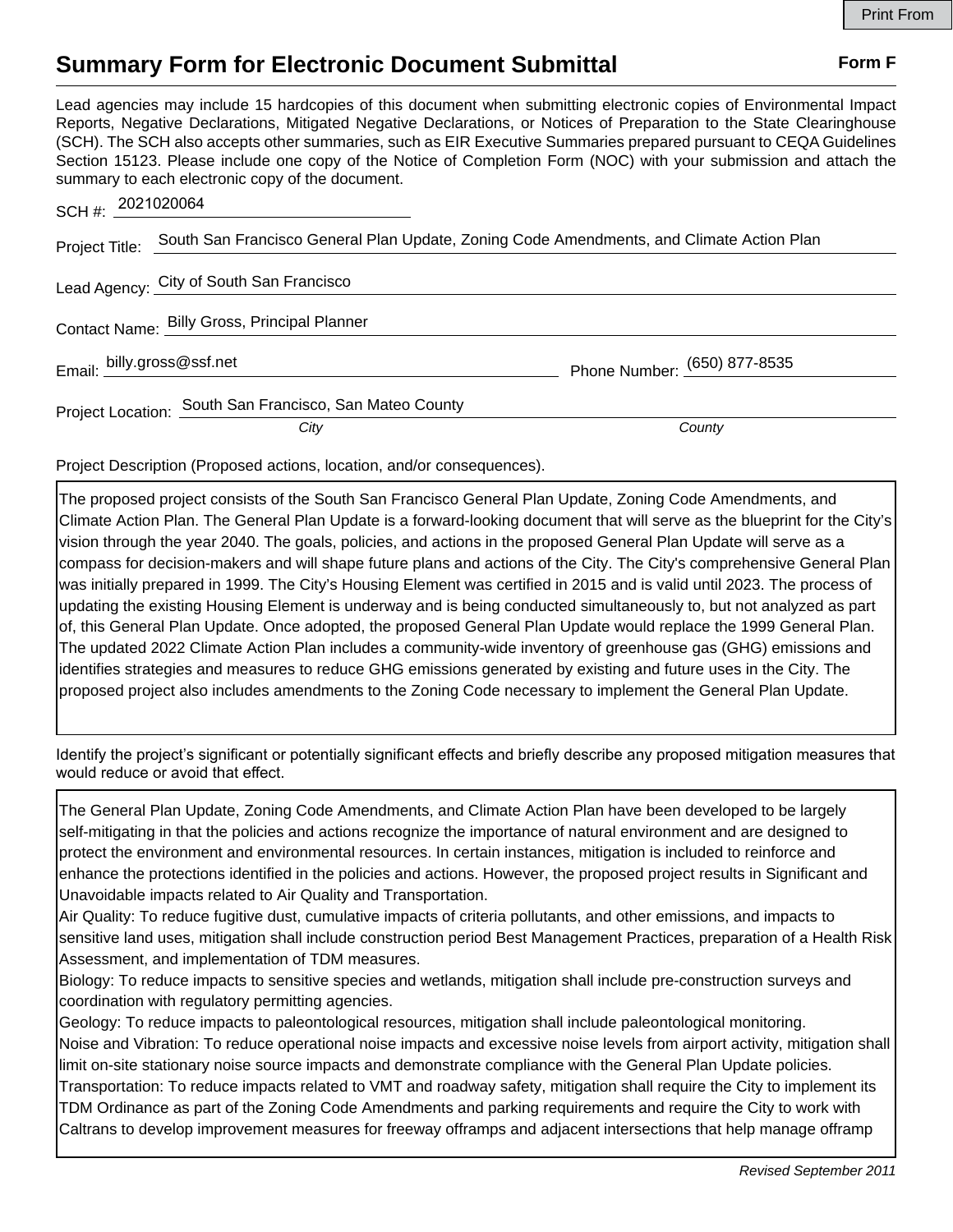# Summary Form for Electronic Document Submittal

**Form F**

Lead agencies may include 15 hardcopies of this document when submitting electronic copies of Environmental Impact Reports, Negative Declarations, Mitigated Negative Declarations, or Notices of Preparation to the State Clearinghouse (SCH). The SCH also accepts other summaries, such as EIR Executive Summaries prepared pursuant to CEQA Guidelines Section 15123. Please include one copy of the Notice of Completion Form (NOC) with your submission and attach the summary to each electronic copy of the document.

SCH #: 2021020064

Project Title: South San Francisco General Plan Update, Zoning Code Amendments, and Climate Action Plan

Lead Agency: City of South San Francisco

Contact Name: Billy Gross, Principal Planner

Email: billy.gross@ssf.net

Phone Number: (650) 877-8535

Project Location: South San Francisco, San Mateo County

*City* *County*

Project Description (Proposed actions, location, and/or consequences).

The proposed project consists of the South San Francisco General Plan Update, Zoning Code Amendments, and Climate Action Plan. The General Plan Update is a forward-looking document that will serve as the blueprint for the City's vision through the year 2040. The goals, policies, and actions in the proposed General Plan Update will serve as a compass for decision-makers and will shape future plans and actions of the City. The City's comprehensive General Plan was initially prepared in 1999. The City's Housing Element was certified in 2015 and is valid until 2023. The process of updating the existing Housing Element is underway and is being conducted simultaneously to, but not analyzed as part of, this General Plan Update. Once adopted, the proposed General Plan Update would replace the 1999 General Plan. The updated 2022 Climate Action Plan includes a community-wide inventory of greenhouse gas (GHG) emissions and identifies strategies and measures to reduce GHG emissions generated by existing and future uses in the City. The proposed project also includes amendments to the Zoning Code necessary to implement the General Plan Update.

Identify the project's significant or potentially significant effects and briefly describe any proposed mitigation measures that would reduce or avoid that effect.

The General Plan Update, Zoning Code Amendments, and Climate Action Plan have been developed to be largely self-mitigating in that the policies and actions recognize the importance of natural environment and are designed to protect the environment and environmental resources. In certain instances, mitigation is included to reinforce and enhance the protections identified in the policies and actions. However, the proposed project results in Significant and Unavoidable impacts related to Air Quality and Transportation.

Air Quality: To reduce fugitive dust, cumulative impacts of criteria pollutants, and other emissions, and impacts to sensitive land uses, mitigation shall include construction period Best Management Practices, preparation of a Health Risk Assessment, and implementation of TDM measures.

Biology: To reduce impacts to sensitive species and wetlands, mitigation shall include pre-construction surveys and coordination with regulatory permitting agencies.

Geology: To reduce impacts to paleontological resources, mitigation shall include paleontological monitoring.

Noise and Vibration: To reduce operational noise impacts and excessive noise levels from airport activity, mitigation shall limit on-site stationary noise source impacts and demonstrate compliance with the General Plan Update policies.

Transportation: To reduce impacts related to VMT and roadway safety, mitigation shall require the City to implement its TDM Ordinance as part of the Zoning Code Amendments and parking requirements and require the City to work with Caltrans to develop improvement measures for freeway offramps and adjacent intersections that help manage offramp

*Revised September 2011*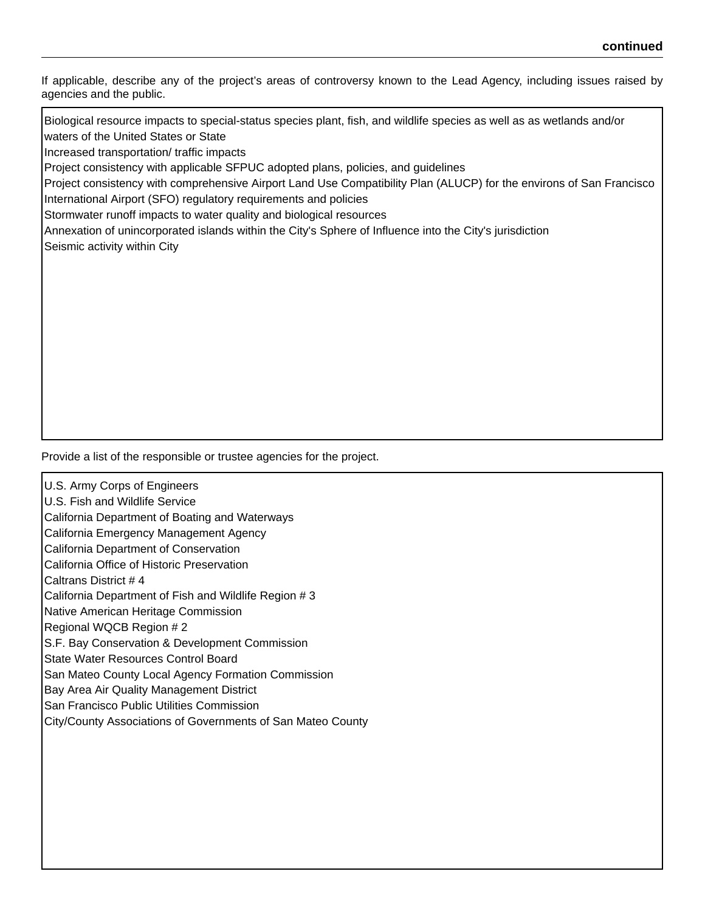**continued**

If applicable, describe any of the project's areas of controversy known to the Lead Agency, including issues raised by agencies and the public.

Biological resource impacts to special-status species plant, fish, and wildlife species as well as as wetlands and/or waters of the United States or State
Increased transportation/ traffic impacts
Project consistency with applicable SFPUC adopted plans, policies, and guidelines
Project consistency with comprehensive Airport Land Use Compatibility Plan (ALUCP) for the environs of San Francisco International Airport (SFO) regulatory requirements and policies
Stormwater runoff impacts to water quality and biological resources
Annexation of unincorporated islands within the City's Sphere of Influence into the City's jurisdiction
Seismic activity within City

Provide a list of the responsible or trustee agencies for the project.

U.S. Army Corps of Engineers
U.S. Fish and Wildlife Service
California Department of Boating and Waterways
California Emergency Management Agency
California Department of Conservation
California Office of Historic Preservation
Caltrans District # 4
California Department of Fish and Wildlife Region # 3
Native American Heritage Commission
Regional WQCB Region # 2
S.F. Bay Conservation & Development Commission
State Water Resources Control Board
San Mateo County Local Agency Formation Commission
Bay Area Air Quality Management District
San Francisco Public Utilities Commission
City/County Associations of Governments of San Mateo County